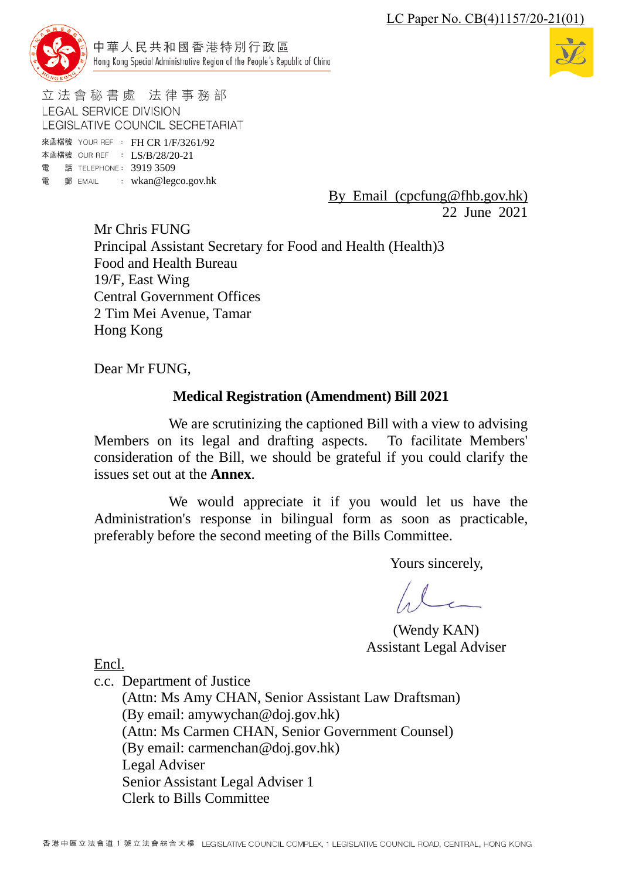LC Paper No. CB(4)1157/20-21(01)

中華人民共和國香港特別行政區
Hong Kong Special Administrative Region of the People's Republic of China

立法會秘書處 法律事務部
LEGAL SERVICE DIVISION
LEGISLATIVE COUNCIL SECRETARIAT

來函檔號 YOUR REF : FH CR 1/F/3261/92
本函檔號 OUR REF : LS/B/28/20-21
電 話 TELEPHONE : 3919 3509
電 郵 EMAIL : wkan@legco.gov.hk

By Email (cpcfung@fhb.gov.hk)
22 June 2021

Mr Chris FUNG
Principal Assistant Secretary for Food and Health (Health)3
Food and Health Bureau
19/F, East Wing
Central Government Offices
2 Tim Mei Avenue, Tamar
Hong Kong

Dear Mr FUNG,

**Medical Registration (Amendment) Bill 2021**

We are scrutinizing the captioned Bill with a view to advising Members on its legal and drafting aspects. To facilitate Members' consideration of the Bill, we should be grateful if you could clarify the issues set out at the **Annex**.

We would appreciate it if you would let us have the Administration's response in bilingual form as soon as practicable, preferably before the second meeting of the Bills Committee.

Yours sincerely,

(Wendy KAN)
Assistant Legal Adviser

Encl.

c.c. Department of Justice
(Attn: Ms Amy CHAN, Senior Assistant Law Draftsman)
(By email: amywychan@doj.gov.hk)
(Attn: Ms Carmen CHAN, Senior Government Counsel)
(By email: carmenchan@doj.gov.hk)
Legal Adviser
Senior Assistant Legal Adviser 1
Clerk to Bills Committee

香港中區立法會道 1 號立法會綜合大樓 LEGISLATIVE COUNCIL COMPLEX, 1 LEGISLATIVE COUNCIL ROAD, CENTRAL, HONG KONG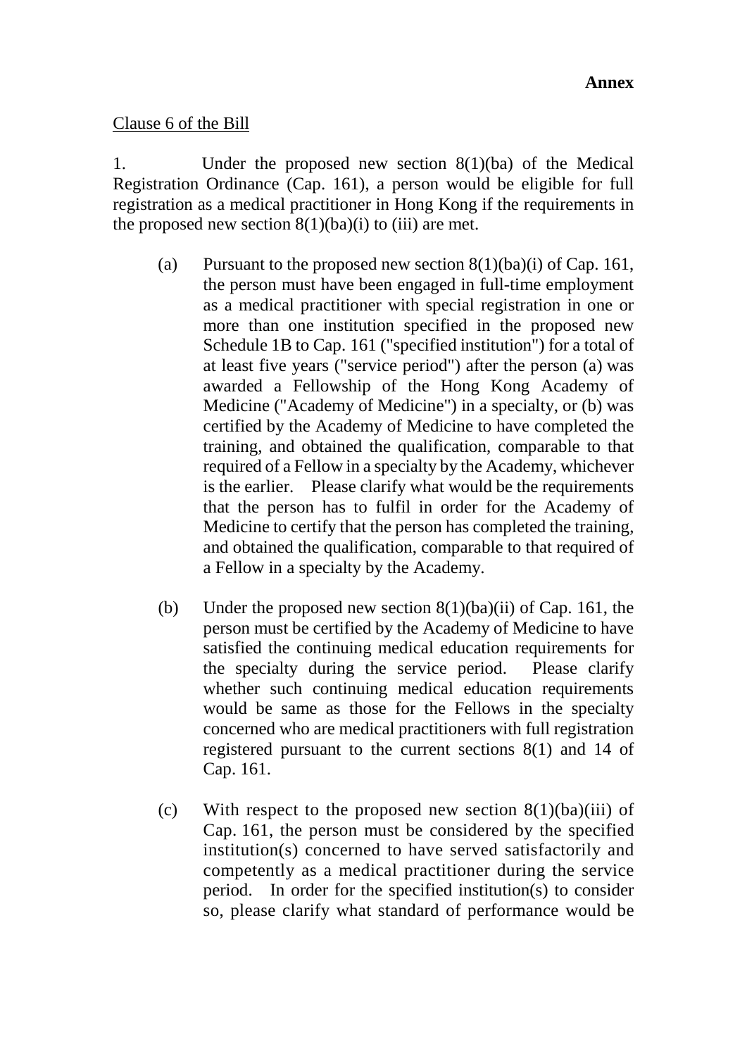**Annex**

Clause 6 of the Bill

1. Under the proposed new section 8(1)(ba) of the Medical Registration Ordinance (Cap. 161), a person would be eligible for full registration as a medical practitioner in Hong Kong if the requirements in the proposed new section 8(1)(ba)(i) to (iii) are met.

   (a) Pursuant to the proposed new section 8(1)(ba)(i) of Cap. 161, the person must have been engaged in full-time employment as a medical practitioner with special registration in one or more than one institution specified in the proposed new Schedule 1B to Cap. 161 ("specified institution") for a total of at least five years ("service period") after the person (a) was awarded a Fellowship of the Hong Kong Academy of Medicine ("Academy of Medicine") in a specialty, or (b) was certified by the Academy of Medicine to have completed the training, and obtained the qualification, comparable to that required of a Fellow in a specialty by the Academy, whichever is the earlier. Please clarify what would be the requirements that the person has to fulfil in order for the Academy of Medicine to certify that the person has completed the training, and obtained the qualification, comparable to that required of a Fellow in a specialty by the Academy.

   (b) Under the proposed new section 8(1)(ba)(ii) of Cap. 161, the person must be certified by the Academy of Medicine to have satisfied the continuing medical education requirements for the specialty during the service period. Please clarify whether such continuing medical education requirements would be same as those for the Fellows in the specialty concerned who are medical practitioners with full registration registered pursuant to the current sections 8(1) and 14 of Cap. 161.

   (c) With respect to the proposed new section 8(1)(ba)(iii) of Cap. 161, the person must be considered by the specified institution(s) concerned to have served satisfactorily and competently as a medical practitioner during the service period. In order for the specified institution(s) to consider so, please clarify what standard of performance would be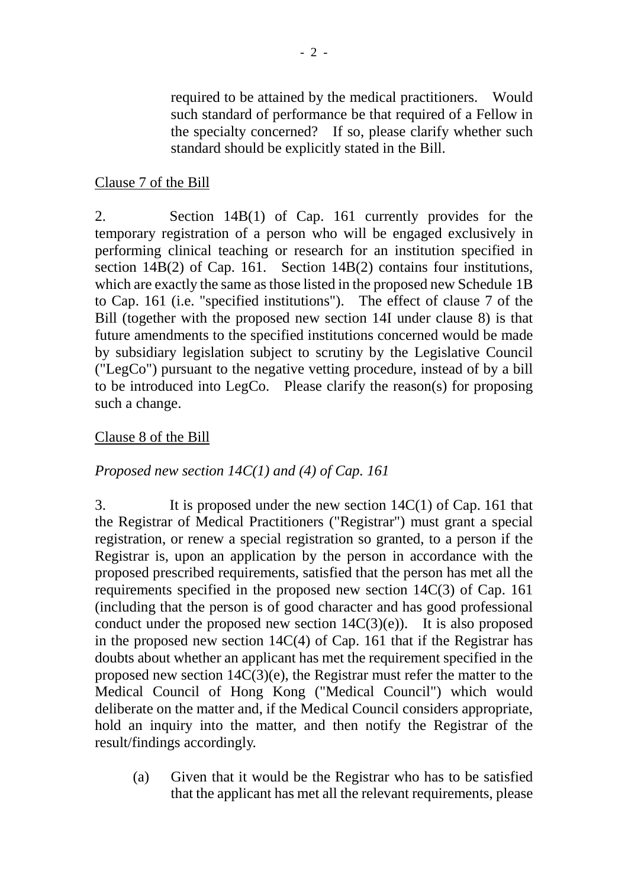required to be attained by the medical practitioners. Would such standard of performance be that required of a Fellow in the specialty concerned? If so, please clarify whether such standard should be explicitly stated in the Bill.

Clause 7 of the Bill

2. Section 14B(1) of Cap. 161 currently provides for the temporary registration of a person who will be engaged exclusively in performing clinical teaching or research for an institution specified in section 14B(2) of Cap. 161. Section 14B(2) contains four institutions, which are exactly the same as those listed in the proposed new Schedule 1B to Cap. 161 (i.e. "specified institutions"). The effect of clause 7 of the Bill (together with the proposed new section 14I under clause 8) is that future amendments to the specified institutions concerned would be made by subsidiary legislation subject to scrutiny by the Legislative Council ("LegCo") pursuant to the negative vetting procedure, instead of by a bill to be introduced into LegCo. Please clarify the reason(s) for proposing such a change.

Clause 8 of the Bill

*Proposed new section 14C(1) and (4) of Cap. 161*

3. It is proposed under the new section 14C(1) of Cap. 161 that the Registrar of Medical Practitioners ("Registrar") must grant a special registration, or renew a special registration so granted, to a person if the Registrar is, upon an application by the person in accordance with the proposed prescribed requirements, satisfied that the person has met all the requirements specified in the proposed new section 14C(3) of Cap. 161 (including that the person is of good character and has good professional conduct under the proposed new section 14C(3)(e)). It is also proposed in the proposed new section 14C(4) of Cap. 161 that if the Registrar has doubts about whether an applicant has met the requirement specified in the proposed new section 14C(3)(e), the Registrar must refer the matter to the Medical Council of Hong Kong ("Medical Council") which would deliberate on the matter and, if the Medical Council considers appropriate, hold an inquiry into the matter, and then notify the Registrar of the result/findings accordingly.

(a) Given that it would be the Registrar who has to be satisfied that the applicant has met all the relevant requirements, please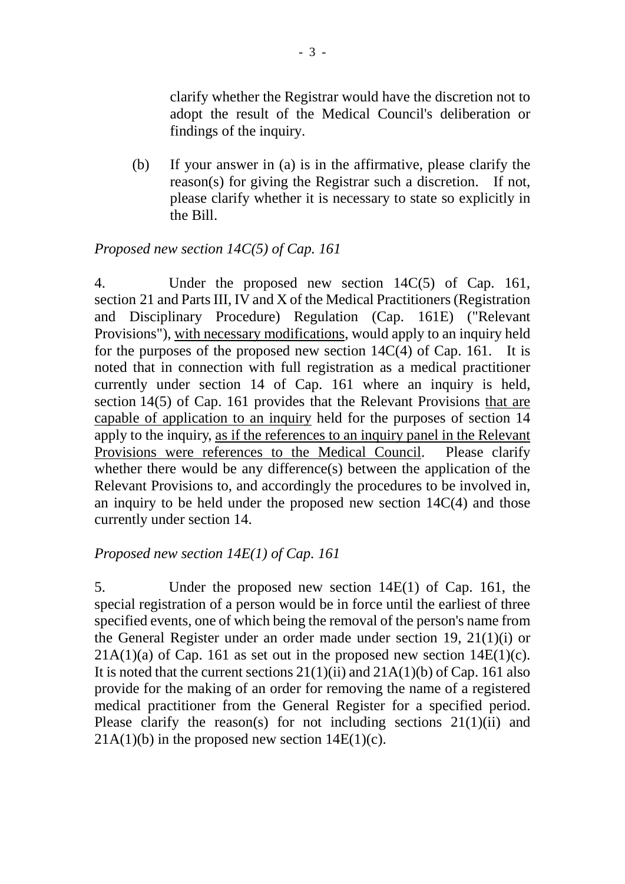clarify whether the Registrar would have the discretion not to adopt the result of the Medical Council's deliberation or findings of the inquiry.

(b) If your answer in (a) is in the affirmative, please clarify the reason(s) for giving the Registrar such a discretion. If not, please clarify whether it is necessary to state so explicitly in the Bill.

*Proposed new section 14C(5) of Cap. 161*

4. Under the proposed new section 14C(5) of Cap. 161, section 21 and Parts III, IV and X of the Medical Practitioners (Registration and Disciplinary Procedure) Regulation (Cap. 161E) ("Relevant Provisions"), <u>with necessary modifications</u>, would apply to an inquiry held for the purposes of the proposed new section 14C(4) of Cap. 161. It is noted that in connection with full registration as a medical practitioner currently under section 14 of Cap. 161 where an inquiry is held, section 14(5) of Cap. 161 provides that the Relevant Provisions <u>that are capable of application to an inquiry</u> held for the purposes of section 14 apply to the inquiry, <u>as if the references to an inquiry panel in the Relevant Provisions were references to the Medical Council</u>. Please clarify whether there would be any difference(s) between the application of the Relevant Provisions to, and accordingly the procedures to be involved in, an inquiry to be held under the proposed new section 14C(4) and those currently under section 14.

*Proposed new section 14E(1) of Cap. 161*

5. Under the proposed new section 14E(1) of Cap. 161, the special registration of a person would be in force until the earliest of three specified events, one of which being the removal of the person's name from the General Register under an order made under section 19, 21(1)(i) or 21A(1)(a) of Cap. 161 as set out in the proposed new section 14E(1)(c). It is noted that the current sections 21(1)(ii) and 21A(1)(b) of Cap. 161 also provide for the making of an order for removing the name of a registered medical practitioner from the General Register for a specified period. Please clarify the reason(s) for not including sections 21(1)(ii) and 21A(1)(b) in the proposed new section 14E(1)(c).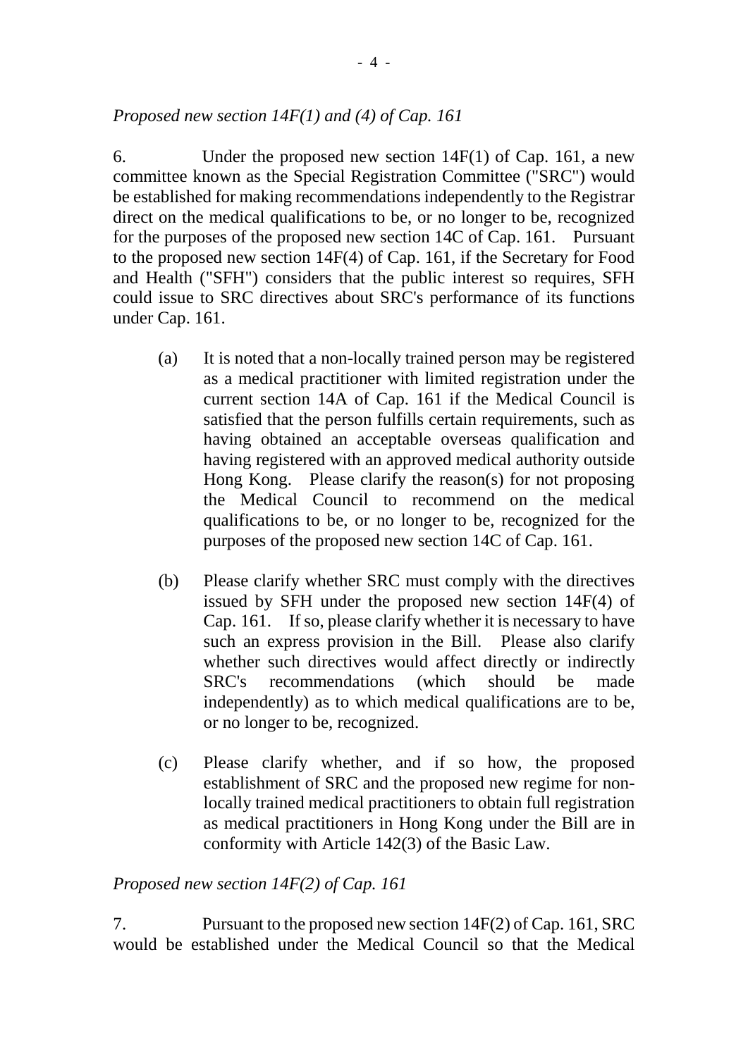*Proposed new section 14F(1) and (4) of Cap. 161*

6. Under the proposed new section 14F(1) of Cap. 161, a new committee known as the Special Registration Committee ("SRC") would be established for making recommendations independently to the Registrar direct on the medical qualifications to be, or no longer to be, recognized for the purposes of the proposed new section 14C of Cap. 161. Pursuant to the proposed new section 14F(4) of Cap. 161, if the Secretary for Food and Health ("SFH") considers that the public interest so requires, SFH could issue to SRC directives about SRC's performance of its functions under Cap. 161.

(a) It is noted that a non-locally trained person may be registered as a medical practitioner with limited registration under the current section 14A of Cap. 161 if the Medical Council is satisfied that the person fulfills certain requirements, such as having obtained an acceptable overseas qualification and having registered with an approved medical authority outside Hong Kong. Please clarify the reason(s) for not proposing the Medical Council to recommend on the medical qualifications to be, or no longer to be, recognized for the purposes of the proposed new section 14C of Cap. 161.

(b) Please clarify whether SRC must comply with the directives issued by SFH under the proposed new section 14F(4) of Cap. 161. If so, please clarify whether it is necessary to have such an express provision in the Bill. Please also clarify whether such directives would affect directly or indirectly SRC's recommendations (which should be made independently) as to which medical qualifications are to be, or no longer to be, recognized.

(c) Please clarify whether, and if so how, the proposed establishment of SRC and the proposed new regime for non-locally trained medical practitioners to obtain full registration as medical practitioners in Hong Kong under the Bill are in conformity with Article 142(3) of the Basic Law.

*Proposed new section 14F(2) of Cap. 161*

7. Pursuant to the proposed new section 14F(2) of Cap. 161, SRC would be established under the Medical Council so that the Medical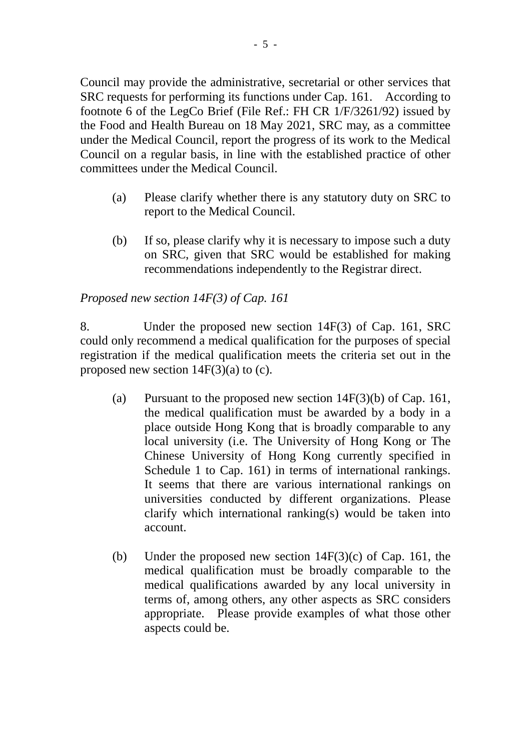Council may provide the administrative, secretarial or other services that SRC requests for performing its functions under Cap. 161. According to footnote 6 of the LegCo Brief (File Ref.: FH CR 1/F/3261/92) issued by the Food and Health Bureau on 18 May 2021, SRC may, as a committee under the Medical Council, report the progress of its work to the Medical Council on a regular basis, in line with the established practice of other committees under the Medical Council.

(a) Please clarify whether there is any statutory duty on SRC to report to the Medical Council.

(b) If so, please clarify why it is necessary to impose such a duty on SRC, given that SRC would be established for making recommendations independently to the Registrar direct.

*Proposed new section 14F(3) of Cap. 161*

8. Under the proposed new section 14F(3) of Cap. 161, SRC could only recommend a medical qualification for the purposes of special registration if the medical qualification meets the criteria set out in the proposed new section 14F(3)(a) to (c).

(a) Pursuant to the proposed new section 14F(3)(b) of Cap. 161, the medical qualification must be awarded by a body in a place outside Hong Kong that is broadly comparable to any local university (i.e. The University of Hong Kong or The Chinese University of Hong Kong currently specified in Schedule 1 to Cap. 161) in terms of international rankings. It seems that there are various international rankings on universities conducted by different organizations. Please clarify which international ranking(s) would be taken into account.

(b) Under the proposed new section 14F(3)(c) of Cap. 161, the medical qualification must be broadly comparable to the medical qualifications awarded by any local university in terms of, among others, any other aspects as SRC considers appropriate. Please provide examples of what those other aspects could be.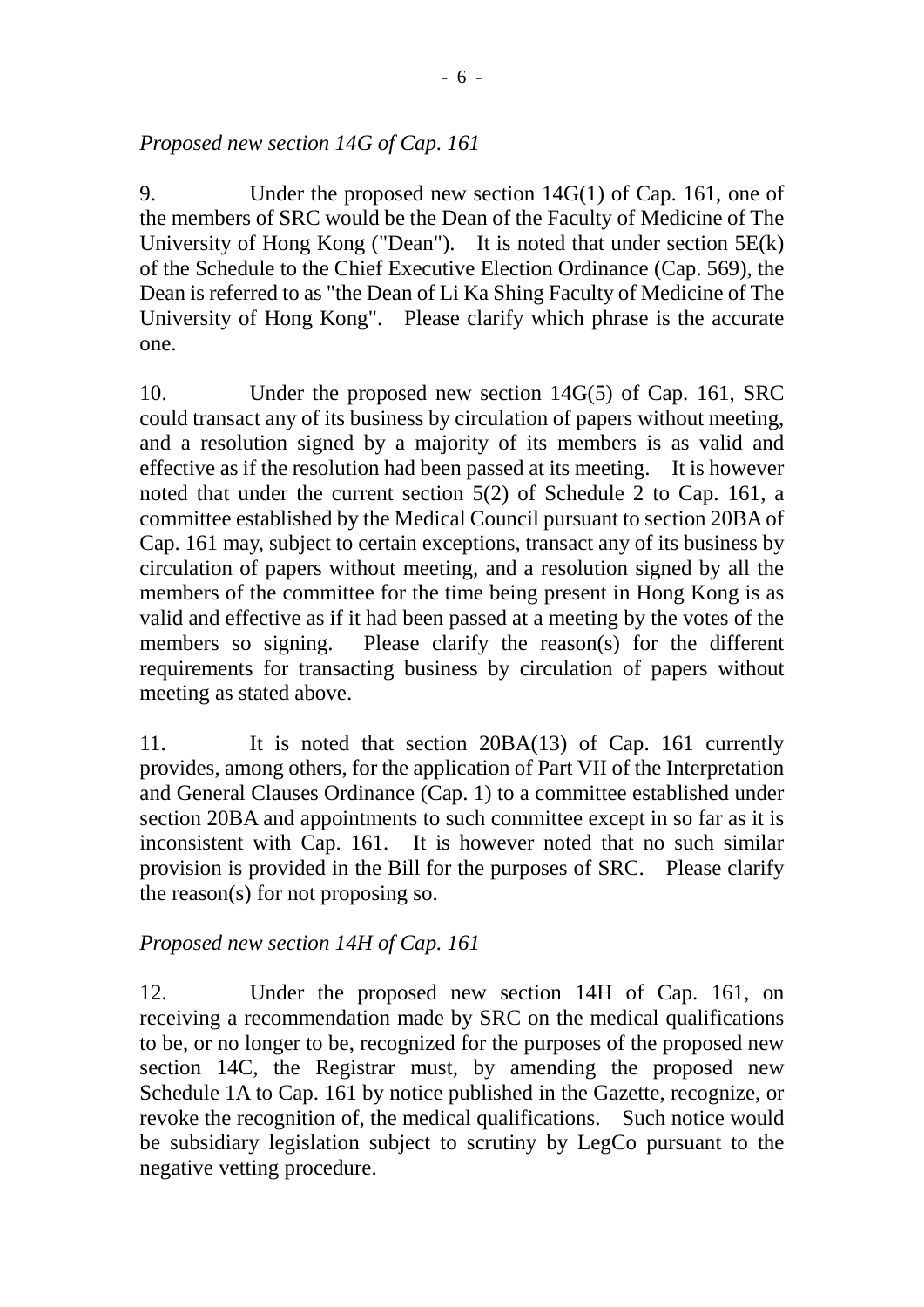*Proposed new section 14G of Cap. 161*

9. Under the proposed new section 14G(1) of Cap. 161, one of the members of SRC would be the Dean of the Faculty of Medicine of The University of Hong Kong ("Dean"). It is noted that under section 5E(k) of the Schedule to the Chief Executive Election Ordinance (Cap. 569), the Dean is referred to as "the Dean of Li Ka Shing Faculty of Medicine of The University of Hong Kong". Please clarify which phrase is the accurate one.

10. Under the proposed new section 14G(5) of Cap. 161, SRC could transact any of its business by circulation of papers without meeting, and a resolution signed by a majority of its members is as valid and effective as if the resolution had been passed at its meeting. It is however noted that under the current section 5(2) of Schedule 2 to Cap. 161, a committee established by the Medical Council pursuant to section 20BA of Cap. 161 may, subject to certain exceptions, transact any of its business by circulation of papers without meeting, and a resolution signed by all the members of the committee for the time being present in Hong Kong is as valid and effective as if it had been passed at a meeting by the votes of the members so signing. Please clarify the reason(s) for the different requirements for transacting business by circulation of papers without meeting as stated above.

11. It is noted that section 20BA(13) of Cap. 161 currently provides, among others, for the application of Part VII of the Interpretation and General Clauses Ordinance (Cap. 1) to a committee established under section 20BA and appointments to such committee except in so far as it is inconsistent with Cap. 161. It is however noted that no such similar provision is provided in the Bill for the purposes of SRC. Please clarify the reason(s) for not proposing so.

*Proposed new section 14H of Cap. 161*

12. Under the proposed new section 14H of Cap. 161, on receiving a recommendation made by SRC on the medical qualifications to be, or no longer to be, recognized for the purposes of the proposed new section 14C, the Registrar must, by amending the proposed new Schedule 1A to Cap. 161 by notice published in the Gazette, recognize, or revoke the recognition of, the medical qualifications. Such notice would be subsidiary legislation subject to scrutiny by LegCo pursuant to the negative vetting procedure.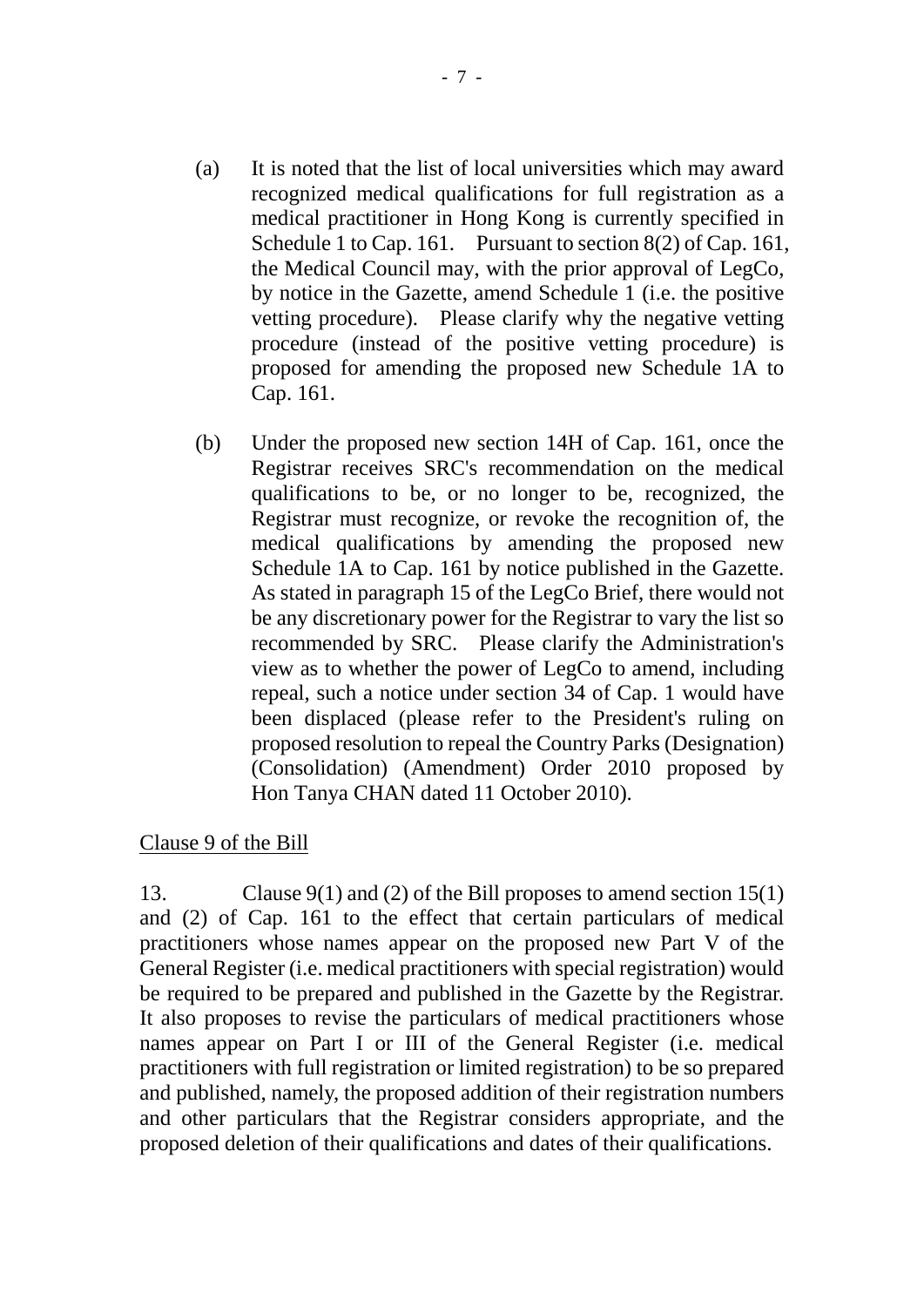(a) It is noted that the list of local universities which may award recognized medical qualifications for full registration as a medical practitioner in Hong Kong is currently specified in Schedule 1 to Cap. 161. Pursuant to section 8(2) of Cap. 161, the Medical Council may, with the prior approval of LegCo, by notice in the Gazette, amend Schedule 1 (i.e. the positive vetting procedure). Please clarify why the negative vetting procedure (instead of the positive vetting procedure) is proposed for amending the proposed new Schedule 1A to Cap. 161.

(b) Under the proposed new section 14H of Cap. 161, once the Registrar receives SRC's recommendation on the medical qualifications to be, or no longer to be, recognized, the Registrar must recognize, or revoke the recognition of, the medical qualifications by amending the proposed new Schedule 1A to Cap. 161 by notice published in the Gazette. As stated in paragraph 15 of the LegCo Brief, there would not be any discretionary power for the Registrar to vary the list so recommended by SRC. Please clarify the Administration's view as to whether the power of LegCo to amend, including repeal, such a notice under section 34 of Cap. 1 would have been displaced (please refer to the President's ruling on proposed resolution to repeal the Country Parks (Designation) (Consolidation) (Amendment) Order 2010 proposed by Hon Tanya CHAN dated 11 October 2010).

<u>Clause 9 of the Bill</u>

13. Clause 9(1) and (2) of the Bill proposes to amend section 15(1) and (2) of Cap. 161 to the effect that certain particulars of medical practitioners whose names appear on the proposed new Part V of the General Register (i.e. medical practitioners with special registration) would be required to be prepared and published in the Gazette by the Registrar. It also proposes to revise the particulars of medical practitioners whose names appear on Part I or III of the General Register (i.e. medical practitioners with full registration or limited registration) to be so prepared and published, namely, the proposed addition of their registration numbers and other particulars that the Registrar considers appropriate, and the proposed deletion of their qualifications and dates of their qualifications.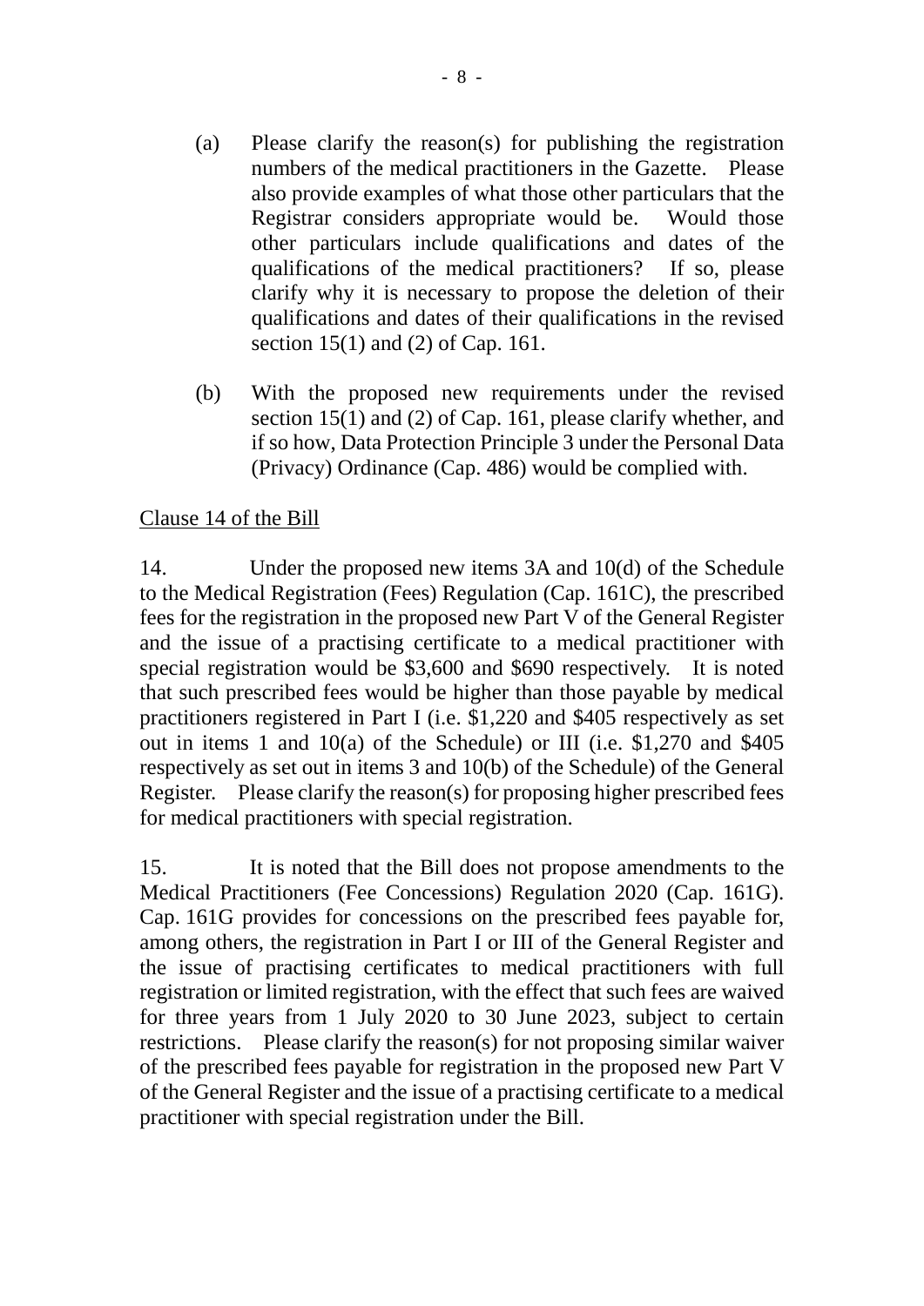(a) Please clarify the reason(s) for publishing the registration numbers of the medical practitioners in the Gazette. Please also provide examples of what those other particulars that the Registrar considers appropriate would be. Would those other particulars include qualifications and dates of the qualifications of the medical practitioners? If so, please clarify why it is necessary to propose the deletion of their qualifications and dates of their qualifications in the revised section 15(1) and (2) of Cap. 161.

(b) With the proposed new requirements under the revised section 15(1) and (2) of Cap. 161, please clarify whether, and if so how, Data Protection Principle 3 under the Personal Data (Privacy) Ordinance (Cap. 486) would be complied with.

<u>Clause 14 of the Bill</u>

14. Under the proposed new items 3A and 10(d) of the Schedule to the Medical Registration (Fees) Regulation (Cap. 161C), the prescribed fees for the registration in the proposed new Part V of the General Register and the issue of a practising certificate to a medical practitioner with special registration would be $3,600 and $690 respectively. It is noted that such prescribed fees would be higher than those payable by medical practitioners registered in Part I (i.e. $1,220 and $405 respectively as set out in items 1 and 10(a) of the Schedule) or III (i.e. $1,270 and $405 respectively as set out in items 3 and 10(b) of the Schedule) of the General Register. Please clarify the reason(s) for proposing higher prescribed fees for medical practitioners with special registration.

15. It is noted that the Bill does not propose amendments to the Medical Practitioners (Fee Concessions) Regulation 2020 (Cap. 161G). Cap. 161G provides for concessions on the prescribed fees payable for, among others, the registration in Part I or III of the General Register and the issue of practising certificates to medical practitioners with full registration or limited registration, with the effect that such fees are waived for three years from 1 July 2020 to 30 June 2023, subject to certain restrictions. Please clarify the reason(s) for not proposing similar waiver of the prescribed fees payable for registration in the proposed new Part V of the General Register and the issue of a practising certificate to a medical practitioner with special registration under the Bill.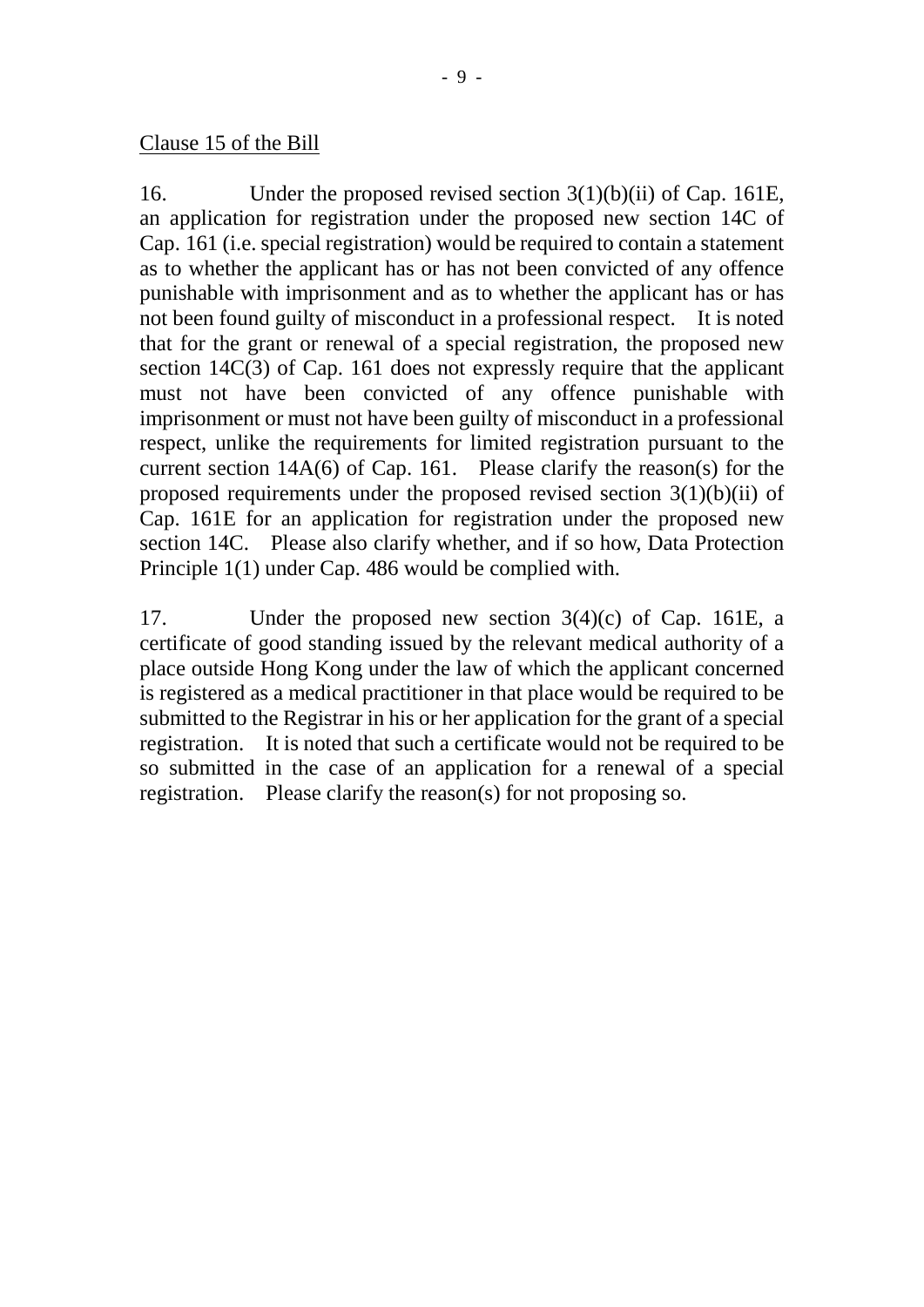Clause 15 of the Bill

16. Under the proposed revised section 3(1)(b)(ii) of Cap. 161E, an application for registration under the proposed new section 14C of Cap. 161 (i.e. special registration) would be required to contain a statement as to whether the applicant has or has not been convicted of any offence punishable with imprisonment and as to whether the applicant has or has not been found guilty of misconduct in a professional respect. It is noted that for the grant or renewal of a special registration, the proposed new section 14C(3) of Cap. 161 does not expressly require that the applicant must not have been convicted of any offence punishable with imprisonment or must not have been guilty of misconduct in a professional respect, unlike the requirements for limited registration pursuant to the current section 14A(6) of Cap. 161. Please clarify the reason(s) for the proposed requirements under the proposed revised section 3(1)(b)(ii) of Cap. 161E for an application for registration under the proposed new section 14C. Please also clarify whether, and if so how, Data Protection Principle 1(1) under Cap. 486 would be complied with.

17. Under the proposed new section 3(4)(c) of Cap. 161E, a certificate of good standing issued by the relevant medical authority of a place outside Hong Kong under the law of which the applicant concerned is registered as a medical practitioner in that place would be required to be submitted to the Registrar in his or her application for the grant of a special registration. It is noted that such a certificate would not be required to be so submitted in the case of an application for a renewal of a special registration. Please clarify the reason(s) for not proposing so.